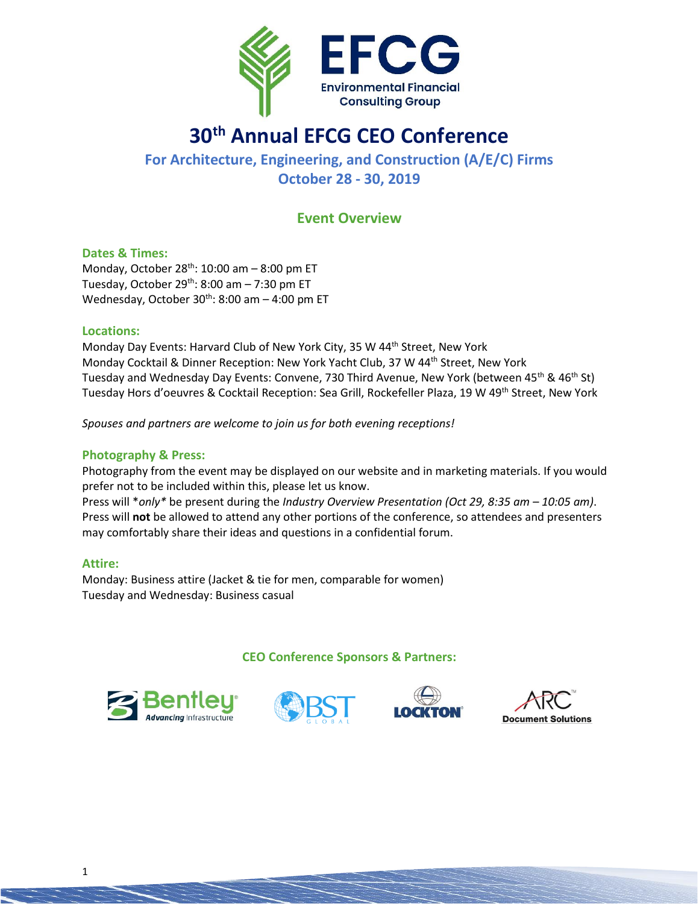EFCG
Environmental Financial Consulting Group

# 30th Annual EFCG CEO Conference

### For Architecture, Engineering, and Construction (A/E/C) Firms
### October 28 - 30, 2019

## Event Overview

### Dates & Times:

Monday, October 28th: 10:00 am – 8:00 pm ET
Tuesday, October 29th: 8:00 am – 7:30 pm ET
Wednesday, October 30th: 8:00 am – 4:00 pm ET

### Locations:

Monday Day Events: Harvard Club of New York City, 35 W 44th Street, New York
Monday Cocktail & Dinner Reception: New York Yacht Club, 37 W 44th Street, New York
Tuesday and Wednesday Day Events: Convene, 730 Third Avenue, New York (between 45th & 46th St)
Tuesday Hors d'oeuvres & Cocktail Reception: Sea Grill, Rockefeller Plaza, 19 W 49th Street, New York

*Spouses and partners are welcome to join us for both evening receptions!*

### Photography & Press:

Photography from the event may be displayed on our website and in marketing materials. If you would prefer not to be included within this, please let us know.
Press will **only* be present during the *Industry Overview Presentation (Oct 29, 8:35 am – 10:05 am)*.
Press will **not** be allowed to attend any other portions of the conference, so attendees and presenters may comfortably share their ideas and questions in a confidential forum.

### Attire:

Monday: Business attire (Jacket & tie for men, comparable for women)
Tuesday and Wednesday: Business casual

### CEO Conference Sponsors & Partners:

Bentley Advancing Infrastructure
BST Global
Lockton
ARC Document Solutions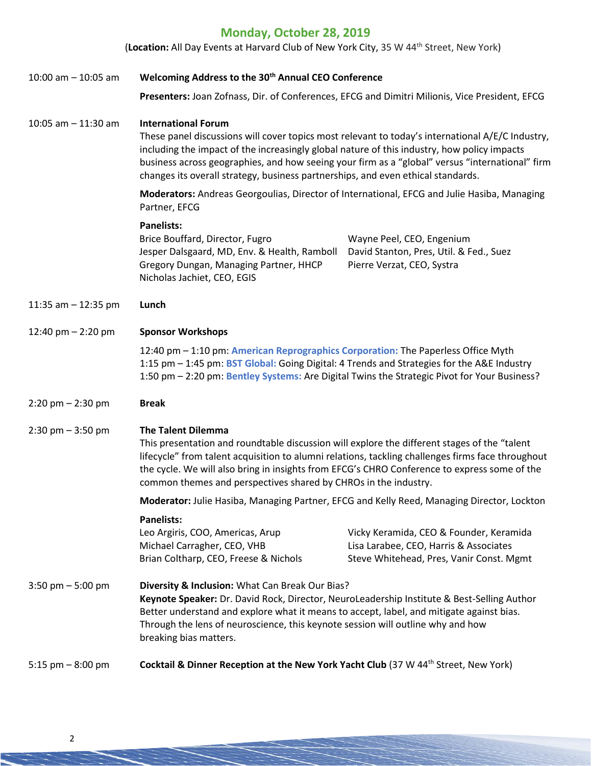## Monday, October 28, 2019

(**Location:** All Day Events at Harvard Club of New York City, 35 W 44th Street, New York)

**10:00 am – 10:05 am** — **Welcoming Address to the 30th Annual CEO Conference**

**Presenters:** Joan Zofnass, Dir. of Conferences, EFCG and Dimitri Milionis, Vice President, EFCG

**10:05 am – 11:30 am** — **International Forum**

These panel discussions will cover topics most relevant to today's international A/E/C Industry, including the impact of the increasingly global nature of this industry, how policy impacts business across geographies, and how seeing your firm as a "global" versus "international" firm changes its overall strategy, business partnerships, and even ethical standards.

**Moderators:** Andreas Georgoulias, Director of International, EFCG and Julie Hasiba, Managing Partner, EFCG

**Panelists:**
- Brice Bouffard, Director, Fugro
- Jesper Dalsgaard, MD, Env. & Health, Ramboll
- Gregory Dungan, Managing Partner, HHCP
- Nicholas Jachiet, CEO, EGIS
- Wayne Peel, CEO, Engenium
- David Stanton, Pres, Util. & Fed., Suez
- Pierre Verzat, CEO, Systra

**11:35 am – 12:35 pm** — **Lunch**

**12:40 pm – 2:20 pm** — **Sponsor Workshops**

- 12:40 pm – 1:10 pm: **American Reprographics Corporation:** The Paperless Office Myth
- 1:15 pm – 1:45 pm: **BST Global:** Going Digital: 4 Trends and Strategies for the A&E Industry
- 1:50 pm – 2:20 pm: **Bentley Systems:** Are Digital Twins the Strategic Pivot for Your Business?

**2:20 pm – 2:30 pm** — **Break**

**2:30 pm – 3:50 pm** — **The Talent Dilemma**

This presentation and roundtable discussion will explore the different stages of the "talent lifecycle" from talent acquisition to alumni relations, tackling challenges firms face throughout the cycle. We will also bring in insights from EFCG's CHRO Conference to express some of the common themes and perspectives shared by CHROs in the industry.

**Moderator:** Julie Hasiba, Managing Partner, EFCG and Kelly Reed, Managing Director, Lockton

**Panelists:**
- Leo Argiris, COO, Americas, Arup
- Michael Carragher, CEO, VHB
- Brian Coltharp, CEO, Freese & Nichols
- Vicky Keramida, CEO & Founder, Keramida
- Lisa Larabee, CEO, Harris & Associates
- Steve Whitehead, Pres, Vanir Const. Mgmt

**3:50 pm – 5:00 pm** — **Diversity & Inclusion:** What Can Break Our Bias?

**Keynote Speaker:** Dr. David Rock, Director, NeuroLeadership Institute & Best-Selling Author

Better understand and explore what it means to accept, label, and mitigate against bias. Through the lens of neuroscience, this keynote session will outline why and how breaking bias matters.

**5:15 pm – 8:00 pm** — **Cocktail & Dinner Reception at the New York Yacht Club** (37 W 44th Street, New York)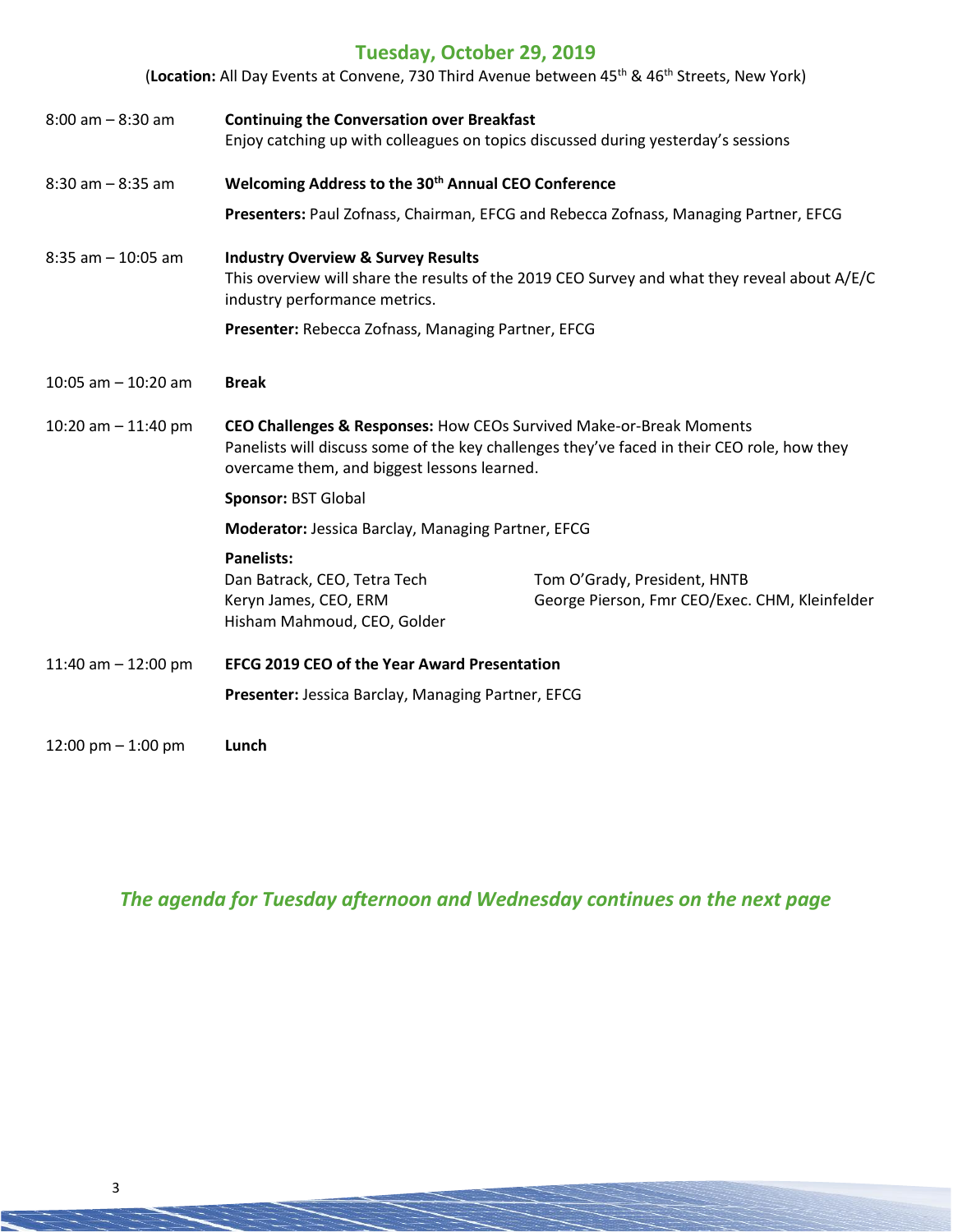## Tuesday, October 29, 2019

(**Location:** All Day Events at Convene, 730 Third Avenue between 45th & 46th Streets, New York)

| | | |
|---|---|---|
| 8:00 am – 8:30 am | **Continuing the Conversation over Breakfast**<br>Enjoy catching up with colleagues on topics discussed during yesterday's sessions | |
| 8:30 am – 8:35 am | **Welcoming Address to the 30th Annual CEO Conference**<br><br>**Presenters:** Paul Zofnass, Chairman, EFCG and Rebecca Zofnass, Managing Partner, EFCG | |
| 8:35 am – 10:05 am | **Industry Overview & Survey Results**<br>This overview will share the results of the 2019 CEO Survey and what they reveal about A/E/C industry performance metrics.<br><br>**Presenter:** Rebecca Zofnass, Managing Partner, EFCG | |
| 10:05 am – 10:20 am | **Break** | |
| 10:20 am – 11:40 pm | **CEO Challenges & Responses:** How CEOs Survived Make-or-Break Moments<br>Panelists will discuss some of the key challenges they've faced in their CEO role, how they overcame them, and biggest lessons learned.<br><br>**Sponsor:** BST Global<br><br>**Moderator:** Jessica Barclay, Managing Partner, EFCG<br><br>**Panelists:**<br>Dan Batrack, CEO, Tetra Tech<br>Keryn James, CEO, ERM<br>Hisham Mahmoud, CEO, Golder | <br><br><br><br><br><br><br><br>Tom O'Grady, President, HNTB<br>George Pierson, Fmr CEO/Exec. CHM, Kleinfelder |
| 11:40 am – 12:00 pm | **EFCG 2019 CEO of the Year Award Presentation**<br><br>**Presenter:** Jessica Barclay, Managing Partner, EFCG | |
| 12:00 pm – 1:00 pm | **Lunch** | |

***The agenda for Tuesday afternoon and Wednesday continues on the next page***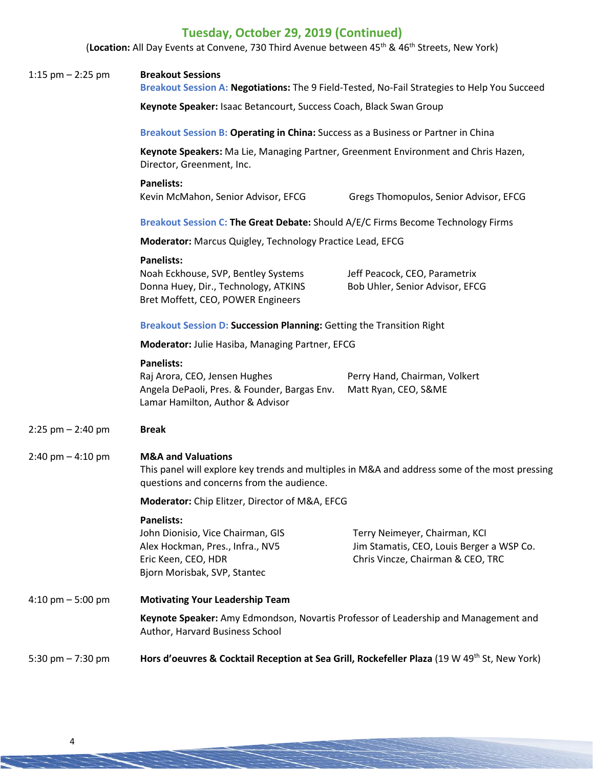## Tuesday, October 29, 2019 (Continued)

(**Location:** All Day Events at Convene, 730 Third Avenue between 45th & 46th Streets, New York)

**1:15 pm – 2:25 pm — Breakout Sessions**

**Breakout Session A: Negotiations:** The 9 Field-Tested, No-Fail Strategies to Help You Succeed

**Keynote Speaker:** Isaac Betancourt, Success Coach, Black Swan Group

**Breakout Session B: Operating in China:** Success as a Business or Partner in China

**Keynote Speakers:** Ma Lie, Managing Partner, Greenment Environment and Chris Hazen, Director, Greenment, Inc.

**Panelists:**
Kevin McMahon, Senior Advisor, EFCG
Gregs Thomopulos, Senior Advisor, EFCG

**Breakout Session C: The Great Debate:** Should A/E/C Firms Become Technology Firms

**Moderator:** Marcus Quigley, Technology Practice Lead, EFCG

**Panelists:**
Noah Eckhouse, SVP, Bentley Systems
Donna Huey, Dir., Technology, ATKINS
Bret Moffett, CEO, POWER Engineers
Jeff Peacock, CEO, Parametrix
Bob Uhler, Senior Advisor, EFCG

**Breakout Session D: Succession Planning:** Getting the Transition Right

**Moderator:** Julie Hasiba, Managing Partner, EFCG

**Panelists:**
Raj Arora, CEO, Jensen Hughes
Angela DePaoli, Pres. & Founder, Bargas Env.
Lamar Hamilton, Author & Advisor
Perry Hand, Chairman, Volkert
Matt Ryan, CEO, S&ME

**2:25 pm – 2:40 pm — Break**

**2:40 pm – 4:10 pm — M&A and Valuations**

This panel will explore key trends and multiples in M&A and address some of the most pressing questions and concerns from the audience.

**Moderator:** Chip Elitzer, Director of M&A, EFCG

**Panelists:**
John Dionisio, Vice Chairman, GIS
Alex Hockman, Pres., Infra., NV5
Eric Keen, CEO, HDR
Bjorn Morisbak, SVP, Stantec
Terry Neimeyer, Chairman, KCI
Jim Stamatis, CEO, Louis Berger a WSP Co.
Chris Vincze, Chairman & CEO, TRC

**4:10 pm – 5:00 pm — Motivating Your Leadership Team**

**Keynote Speaker:** Amy Edmondson, Novartis Professor of Leadership and Management and Author, Harvard Business School

**5:30 pm – 7:30 pm — Hors d'oeuvres & Cocktail Reception at Sea Grill, Rockefeller Plaza** (19 W 49th St, New York)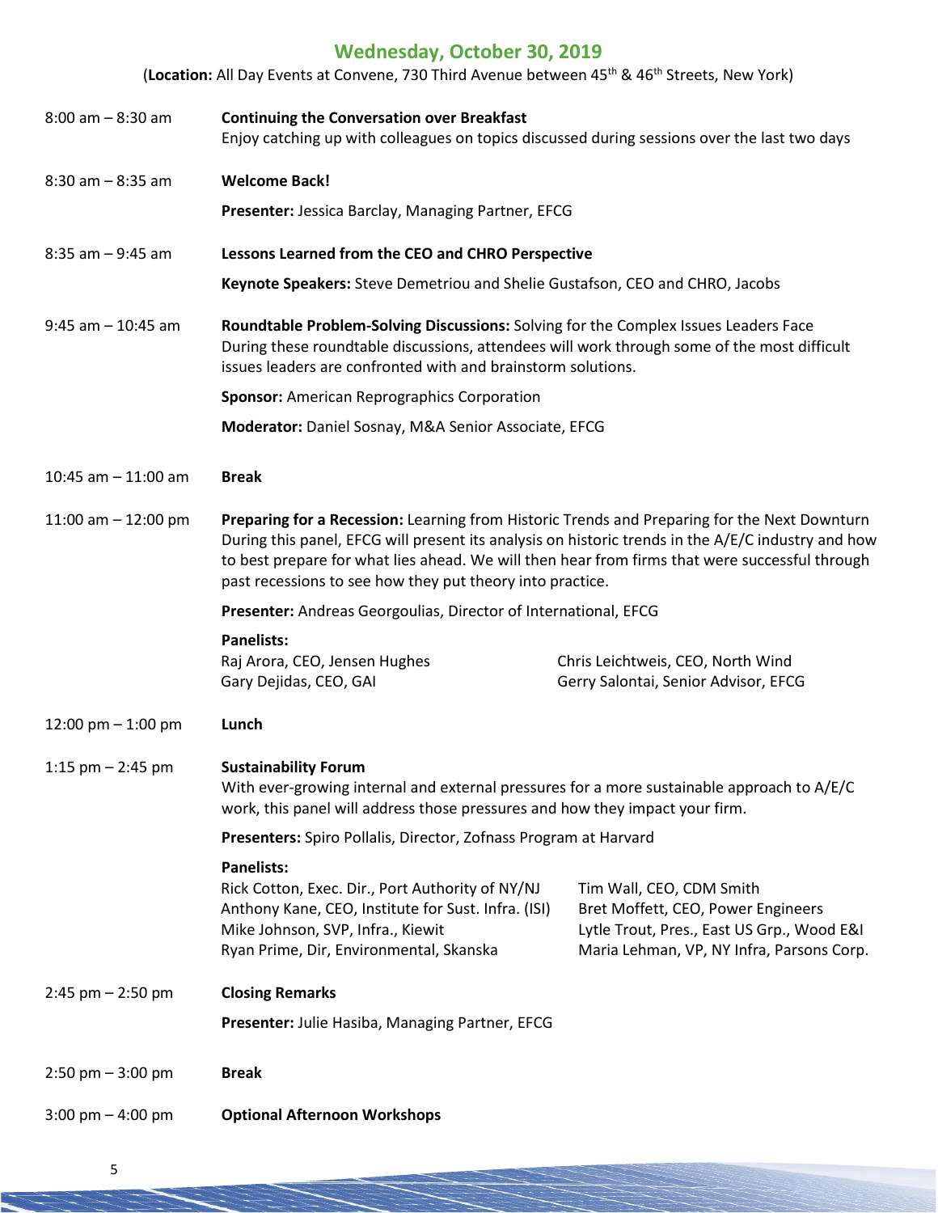## Wednesday, October 30, 2019

(**Location:** All Day Events at Convene, 730 Third Avenue between 45th & 46th Streets, New York)

8:00 am – 8:30 am **Continuing the Conversation over Breakfast**
Enjoy catching up with colleagues on topics discussed during sessions over the last two days

8:30 am – 8:35 am **Welcome Back!**

**Presenter:** Jessica Barclay, Managing Partner, EFCG

8:35 am – 9:45 am **Lessons Learned from the CEO and CHRO Perspective**

**Keynote Speakers:** Steve Demetriou and Shelie Gustafson, CEO and CHRO, Jacobs

9:45 am – 10:45 am **Roundtable Problem-Solving Discussions:** Solving for the Complex Issues Leaders Face
During these roundtable discussions, attendees will work through some of the most difficult issues leaders are confronted with and brainstorm solutions.

**Sponsor:** American Reprographics Corporation

**Moderator:** Daniel Sosnay, M&A Senior Associate, EFCG

10:45 am – 11:00 am **Break**

11:00 am – 12:00 pm **Preparing for a Recession:** Learning from Historic Trends and Preparing for the Next Downturn
During this panel, EFCG will present its analysis on historic trends in the A/E/C industry and how to best prepare for what lies ahead. We will then hear from firms that were successful through past recessions to see how they put theory into practice.

**Presenter:** Andreas Georgoulias, Director of International, EFCG

**Panelists:**
Raj Arora, CEO, Jensen Hughes
Gary Dejidas, CEO, GAI
Chris Leichtweis, CEO, North Wind
Gerry Salontai, Senior Advisor, EFCG

12:00 pm – 1:00 pm **Lunch**

1:15 pm – 2:45 pm **Sustainability Forum**
With ever-growing internal and external pressures for a more sustainable approach to A/E/C work, this panel will address those pressures and how they impact your firm.

**Presenters:** Spiro Pollalis, Director, Zofnass Program at Harvard

**Panelists:**
Rick Cotton, Exec. Dir., Port Authority of NY/NJ
Anthony Kane, CEO, Institute for Sust. Infra. (ISI)
Mike Johnson, SVP, Infra., Kiewit
Ryan Prime, Dir, Environmental, Skanska
Tim Wall, CEO, CDM Smith
Bret Moffett, CEO, Power Engineers
Lytle Trout, Pres., East US Grp., Wood E&I
Maria Lehman, VP, NY Infra, Parsons Corp.

2:45 pm – 2:50 pm **Closing Remarks**

**Presenter:** Julie Hasiba, Managing Partner, EFCG

2:50 pm – 3:00 pm **Break**

3:00 pm – 4:00 pm **Optional Afternoon Workshops**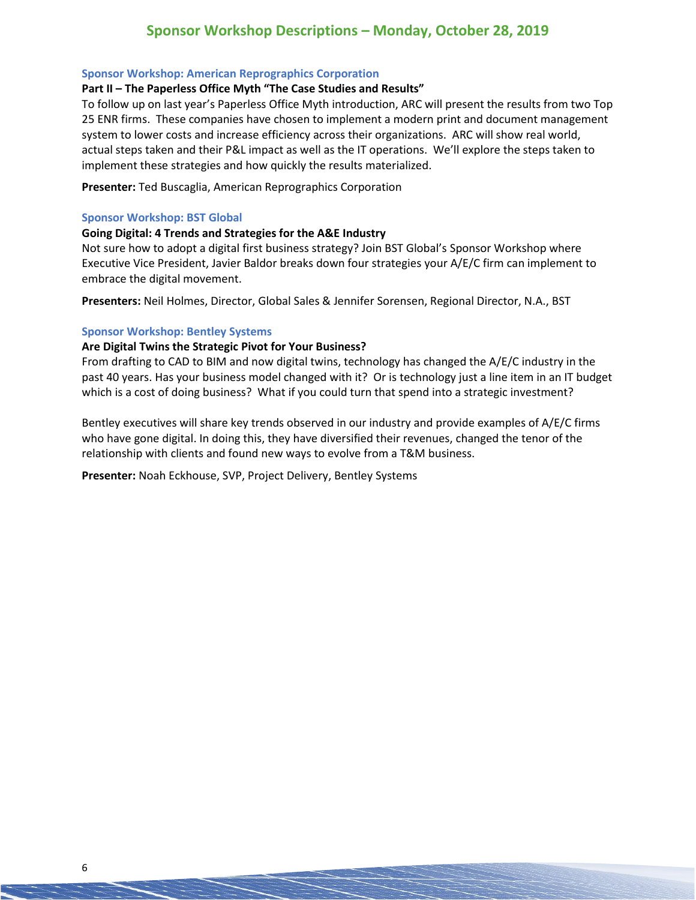# Sponsor Workshop Descriptions – Monday, October 28, 2019

## Sponsor Workshop: American Reprographics Corporation

**Part II – The Paperless Office Myth "The Case Studies and Results"**

To follow up on last year's Paperless Office Myth introduction, ARC will present the results from two Top 25 ENR firms. These companies have chosen to implement a modern print and document management system to lower costs and increase efficiency across their organizations. ARC will show real world, actual steps taken and their P&L impact as well as the IT operations. We'll explore the steps taken to implement these strategies and how quickly the results materialized.

**Presenter:** Ted Buscaglia, American Reprographics Corporation

## Sponsor Workshop: BST Global

**Going Digital: 4 Trends and Strategies for the A&E Industry**

Not sure how to adopt a digital first business strategy? Join BST Global's Sponsor Workshop where Executive Vice President, Javier Baldor breaks down four strategies your A/E/C firm can implement to embrace the digital movement.

**Presenters:** Neil Holmes, Director, Global Sales & Jennifer Sorensen, Regional Director, N.A., BST

## Sponsor Workshop: Bentley Systems

**Are Digital Twins the Strategic Pivot for Your Business?**

From drafting to CAD to BIM and now digital twins, technology has changed the A/E/C industry in the past 40 years. Has your business model changed with it? Or is technology just a line item in an IT budget which is a cost of doing business? What if you could turn that spend into a strategic investment?

Bentley executives will share key trends observed in our industry and provide examples of A/E/C firms who have gone digital. In doing this, they have diversified their revenues, changed the tenor of the relationship with clients and found new ways to evolve from a T&M business.

**Presenter:** Noah Eckhouse, SVP, Project Delivery, Bentley Systems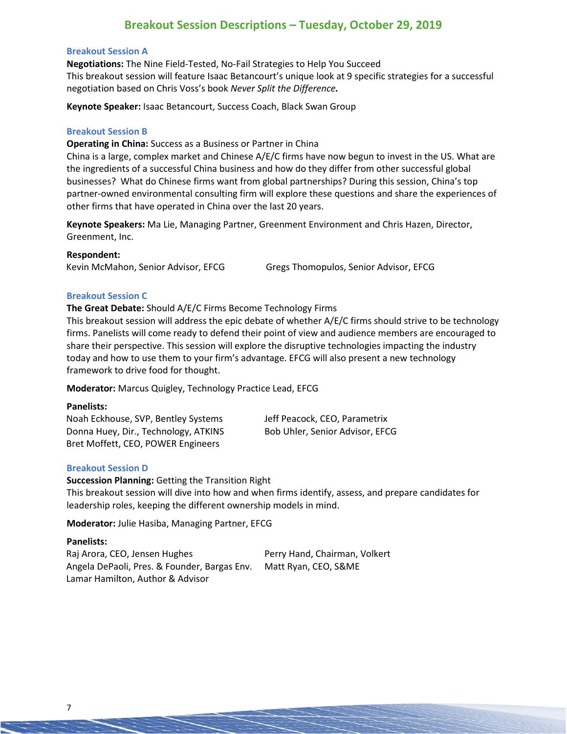# Breakout Session Descriptions – Tuesday, October 29, 2019

## Breakout Session A

**Negotiations:** The Nine Field-Tested, No-Fail Strategies to Help You Succeed
This breakout session will feature Isaac Betancourt's unique look at 9 specific strategies for a successful negotiation based on Chris Voss's book *Never Split the Difference.*

**Keynote Speaker:** Isaac Betancourt, Success Coach, Black Swan Group

## Breakout Session B

**Operating in China:** Success as a Business or Partner in China
China is a large, complex market and Chinese A/E/C firms have now begun to invest in the US. What are the ingredients of a successful China business and how do they differ from other successful global businesses? What do Chinese firms want from global partnerships? During this session, China's top partner-owned environmental consulting firm will explore these questions and share the experiences of other firms that have operated in China over the last 20 years.

**Keynote Speakers:** Ma Lie, Managing Partner, Greenment Environment and Chris Hazen, Director, Greenment, Inc.

**Respondent:**

Kevin McMahon, Senior Advisor, EFCG
Gregs Thomopulos, Senior Advisor, EFCG

## Breakout Session C

**The Great Debate:** Should A/E/C Firms Become Technology Firms
This breakout session will address the epic debate of whether A/E/C firms should strive to be technology firms. Panelists will come ready to defend their point of view and audience members are encouraged to share their perspective. This session will explore the disruptive technologies impacting the industry today and how to use them to your firm's advantage. EFCG will also present a new technology framework to drive food for thought.

**Moderator:** Marcus Quigley, Technology Practice Lead, EFCG

**Panelists:**

Noah Eckhouse, SVP, Bentley Systems
Donna Huey, Dir., Technology, ATKINS
Bret Moffett, CEO, POWER Engineers
Jeff Peacock, CEO, Parametrix
Bob Uhler, Senior Advisor, EFCG

## Breakout Session D

**Succession Planning:** Getting the Transition Right
This breakout session will dive into how and when firms identify, assess, and prepare candidates for leadership roles, keeping the different ownership models in mind.

**Moderator:** Julie Hasiba, Managing Partner, EFCG

**Panelists:**

Raj Arora, CEO, Jensen Hughes
Angela DePaoli, Pres. & Founder, Bargas Env.
Lamar Hamilton, Author & Advisor
Perry Hand, Chairman, Volkert
Matt Ryan, CEO, S&ME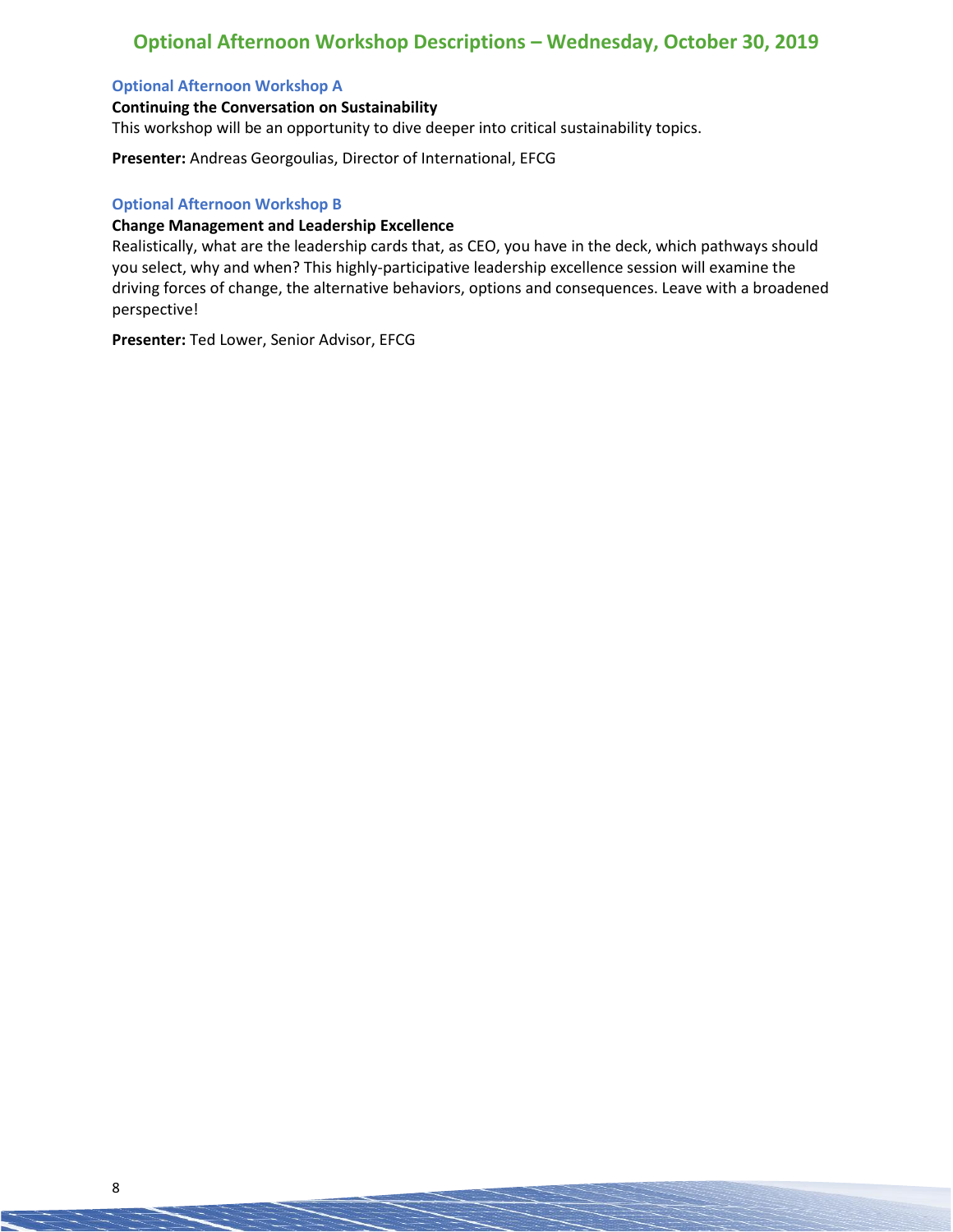# Optional Afternoon Workshop Descriptions – Wednesday, October 30, 2019

### Optional Afternoon Workshop A

**Continuing the Conversation on Sustainability**

This workshop will be an opportunity to dive deeper into critical sustainability topics.

**Presenter:** Andreas Georgoulias, Director of International, EFCG

### Optional Afternoon Workshop B

**Change Management and Leadership Excellence**

Realistically, what are the leadership cards that, as CEO, you have in the deck, which pathways should you select, why and when? This highly-participative leadership excellence session will examine the driving forces of change, the alternative behaviors, options and consequences. Leave with a broadened perspective!

**Presenter:** Ted Lower, Senior Advisor, EFCG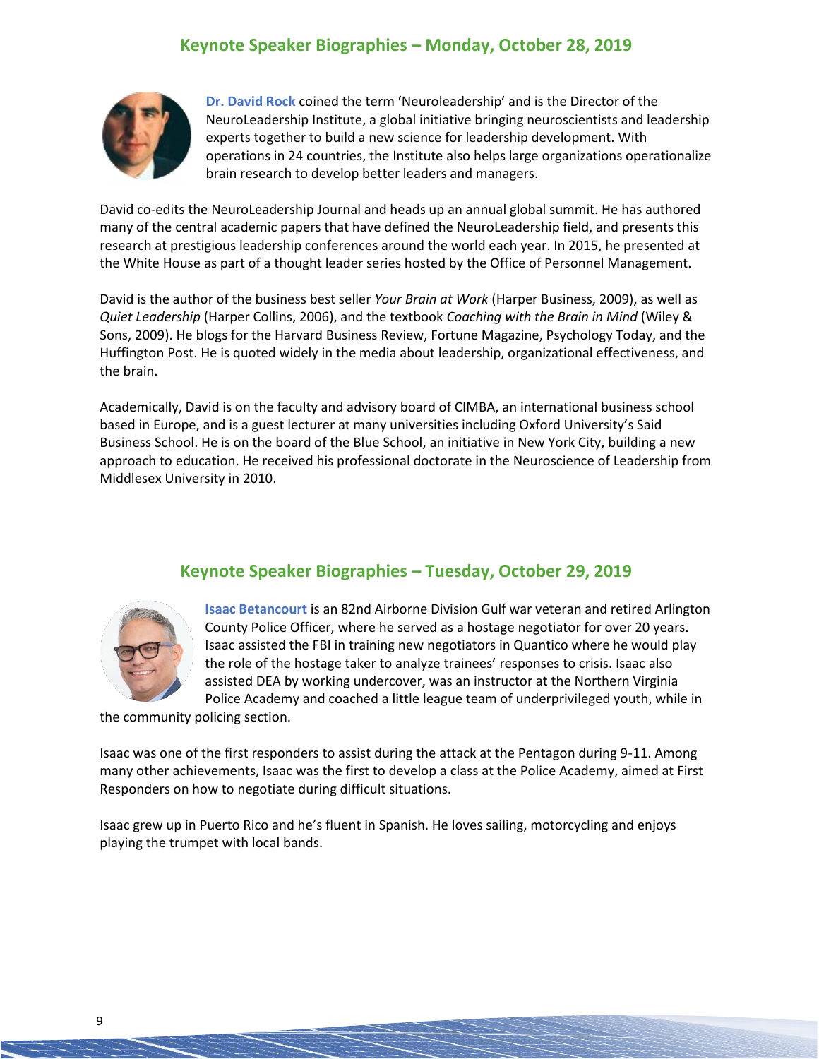## Keynote Speaker Biographies – Monday, October 28, 2019

**Dr. David Rock** coined the term 'Neuroleadership' and is the Director of the NeuroLeadership Institute, a global initiative bringing neuroscientists and leadership experts together to build a new science for leadership development. With operations in 24 countries, the Institute also helps large organizations operationalize brain research to develop better leaders and managers.

David co-edits the NeuroLeadership Journal and heads up an annual global summit. He has authored many of the central academic papers that have defined the NeuroLeadership field, and presents this research at prestigious leadership conferences around the world each year. In 2015, he presented at the White House as part of a thought leader series hosted by the Office of Personnel Management.

David is the author of the business best seller *Your Brain at Work* (Harper Business, 2009), as well as *Quiet Leadership* (Harper Collins, 2006), and the textbook *Coaching with the Brain in Mind* (Wiley & Sons, 2009). He blogs for the Harvard Business Review, Fortune Magazine, Psychology Today, and the Huffington Post. He is quoted widely in the media about leadership, organizational effectiveness, and the brain.

Academically, David is on the faculty and advisory board of CIMBA, an international business school based in Europe, and is a guest lecturer at many universities including Oxford University's Said Business School. He is on the board of the Blue School, an initiative in New York City, building a new approach to education. He received his professional doctorate in the Neuroscience of Leadership from Middlesex University in 2010.

## Keynote Speaker Biographies – Tuesday, October 29, 2019

**Isaac Betancourt** is an 82nd Airborne Division Gulf war veteran and retired Arlington County Police Officer, where he served as a hostage negotiator for over 20 years. Isaac assisted the FBI in training new negotiators in Quantico where he would play the role of the hostage taker to analyze trainees' responses to crisis. Isaac also assisted DEA by working undercover, was an instructor at the Northern Virginia Police Academy and coached a little league team of underprivileged youth, while in the community policing section.

Isaac was one of the first responders to assist during the attack at the Pentagon during 9-11. Among many other achievements, Isaac was the first to develop a class at the Police Academy, aimed at First Responders on how to negotiate during difficult situations.

Isaac grew up in Puerto Rico and he's fluent in Spanish. He loves sailing, motorcycling and enjoys playing the trumpet with local bands.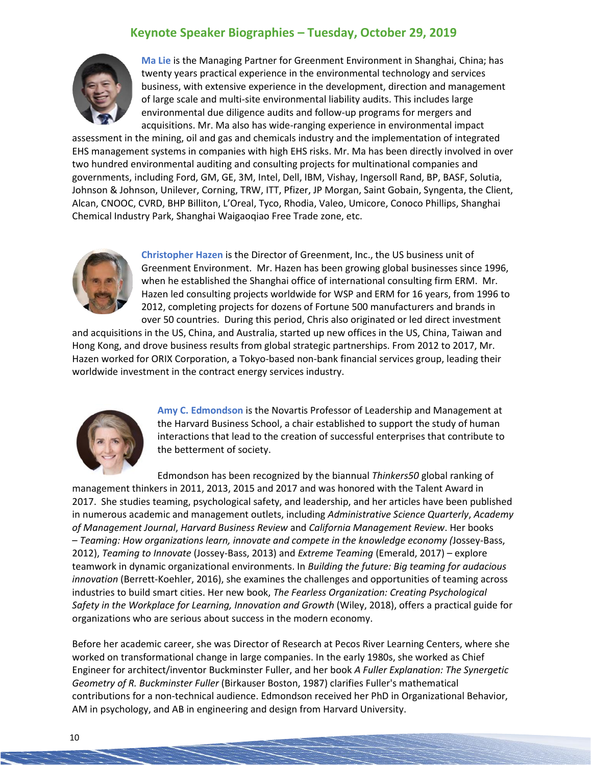## Keynote Speaker Biographies – Tuesday, October 29, 2019

**Ma Lie** is the Managing Partner for Greenment Environment in Shanghai, China; has twenty years practical experience in the environmental technology and services business, with extensive experience in the development, direction and management of large scale and multi-site environmental liability audits. This includes large environmental due diligence audits and follow-up programs for mergers and acquisitions. Mr. Ma also has wide-ranging experience in environmental impact assessment in the mining, oil and gas and chemicals industry and the implementation of integrated EHS management systems in companies with high EHS risks. Mr. Ma has been directly involved in over two hundred environmental auditing and consulting projects for multinational companies and governments, including Ford, GM, GE, 3M, Intel, Dell, IBM, Vishay, Ingersoll Rand, BP, BASF, Solutia, Johnson & Johnson, Unilever, Corning, TRW, ITT, Pfizer, JP Morgan, Saint Gobain, Syngenta, the Client, Alcan, CNOOC, CVRD, BHP Billiton, L'Oreal, Tyco, Rhodia, Valeo, Umicore, Conoco Phillips, Shanghai Chemical Industry Park, Shanghai Waigaoqiao Free Trade zone, etc.

**Christopher Hazen** is the Director of Greenment, Inc., the US business unit of Greenment Environment. Mr. Hazen has been growing global businesses since 1996, when he established the Shanghai office of international consulting firm ERM. Mr. Hazen led consulting projects worldwide for WSP and ERM for 16 years, from 1996 to 2012, completing projects for dozens of Fortune 500 manufacturers and brands in over 50 countries. During this period, Chris also originated or led direct investment and acquisitions in the US, China, and Australia, started up new offices in the US, China, Taiwan and Hong Kong, and drove business results from global strategic partnerships. From 2012 to 2017, Mr. Hazen worked for ORIX Corporation, a Tokyo-based non-bank financial services group, leading their worldwide investment in the contract energy services industry.

**Amy C. Edmondson** is the Novartis Professor of Leadership and Management at the Harvard Business School, a chair established to support the study of human interactions that lead to the creation of successful enterprises that contribute to the betterment of society.

Edmondson has been recognized by the biannual *Thinkers50* global ranking of management thinkers in 2011, 2013, 2015 and 2017 and was honored with the Talent Award in 2017. She studies teaming, psychological safety, and leadership, and her articles have been published in numerous academic and management outlets, including *Administrative Science Quarterly*, *Academy of Management Journal*, *Harvard Business Review* and *California Management Review*. Her books – *Teaming: How organizations learn, innovate and compete in the knowledge economy (*Jossey-Bass, 2012), *Teaming to Innovate* (Jossey-Bass, 2013) and *Extreme Teaming* (Emerald, 2017) – explore teamwork in dynamic organizational environments. In *Building the future: Big teaming for audacious innovation* (Berrett-Koehler, 2016), she examines the challenges and opportunities of teaming across industries to build smart cities. Her new book, *The Fearless Organization: Creating Psychological Safety in the Workplace for Learning, Innovation and Growth* (Wiley, 2018), offers a practical guide for organizations who are serious about success in the modern economy.

Before her academic career, she was Director of Research at Pecos River Learning Centers, where she worked on transformational change in large companies. In the early 1980s, she worked as Chief Engineer for architect/inventor Buckminster Fuller, and her book *A Fuller Explanation: The Synergetic Geometry of R. Buckminster Fuller* (Birkauser Boston, 1987) clarifies Fuller's mathematical contributions for a non-technical audience. Edmondson received her PhD in Organizational Behavior, AM in psychology, and AB in engineering and design from Harvard University.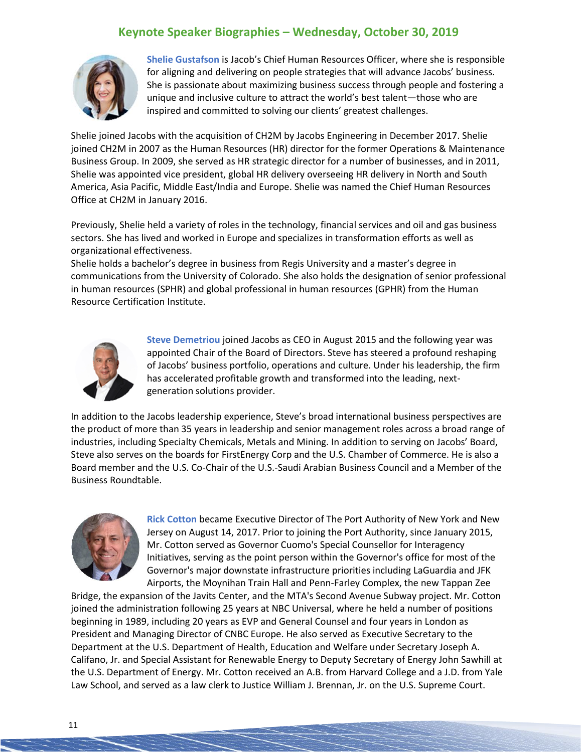# Keynote Speaker Biographies – Wednesday, October 30, 2019

**Shelie Gustafson** is Jacob's Chief Human Resources Officer, where she is responsible for aligning and delivering on people strategies that will advance Jacobs' business. She is passionate about maximizing business success through people and fostering a unique and inclusive culture to attract the world's best talent—those who are inspired and committed to solving our clients' greatest challenges.

Shelie joined Jacobs with the acquisition of CH2M by Jacobs Engineering in December 2017. Shelie joined CH2M in 2007 as the Human Resources (HR) director for the former Operations & Maintenance Business Group. In 2009, she served as HR strategic director for a number of businesses, and in 2011, Shelie was appointed vice president, global HR delivery overseeing HR delivery in North and South America, Asia Pacific, Middle East/India and Europe. Shelie was named the Chief Human Resources Office at CH2M in January 2016.

Previously, Shelie held a variety of roles in the technology, financial services and oil and gas business sectors. She has lived and worked in Europe and specializes in transformation efforts as well as organizational effectiveness.

Shelie holds a bachelor's degree in business from Regis University and a master's degree in communications from the University of Colorado. She also holds the designation of senior professional in human resources (SPHR) and global professional in human resources (GPHR) from the Human Resource Certification Institute.

**Steve Demetriou** joined Jacobs as CEO in August 2015 and the following year was appointed Chair of the Board of Directors. Steve has steered a profound reshaping of Jacobs' business portfolio, operations and culture. Under his leadership, the firm has accelerated profitable growth and transformed into the leading, next-generation solutions provider.

In addition to the Jacobs leadership experience, Steve's broad international business perspectives are the product of more than 35 years in leadership and senior management roles across a broad range of industries, including Specialty Chemicals, Metals and Mining. In addition to serving on Jacobs' Board, Steve also serves on the boards for FirstEnergy Corp and the U.S. Chamber of Commerce. He is also a Board member and the U.S. Co-Chair of the U.S.-Saudi Arabian Business Council and a Member of the Business Roundtable.

**Rick Cotton** became Executive Director of The Port Authority of New York and New Jersey on August 14, 2017. Prior to joining the Port Authority, since January 2015, Mr. Cotton served as Governor Cuomo's Special Counsellor for Interagency Initiatives, serving as the point person within the Governor's office for most of the Governor's major downstate infrastructure priorities including LaGuardia and JFK Airports, the Moynihan Train Hall and Penn-Farley Complex, the new Tappan Zee Bridge, the expansion of the Javits Center, and the MTA's Second Avenue Subway project. Mr. Cotton joined the administration following 25 years at NBC Universal, where he held a number of positions beginning in 1989, including 20 years as EVP and General Counsel and four years in London as President and Managing Director of CNBC Europe. He also served as Executive Secretary to the Department at the U.S. Department of Health, Education and Welfare under Secretary Joseph A. Califano, Jr. and Special Assistant for Renewable Energy to Deputy Secretary of Energy John Sawhill at the U.S. Department of Energy. Mr. Cotton received an A.B. from Harvard College and a J.D. from Yale Law School, and served as a law clerk to Justice William J. Brennan, Jr. on the U.S. Supreme Court.